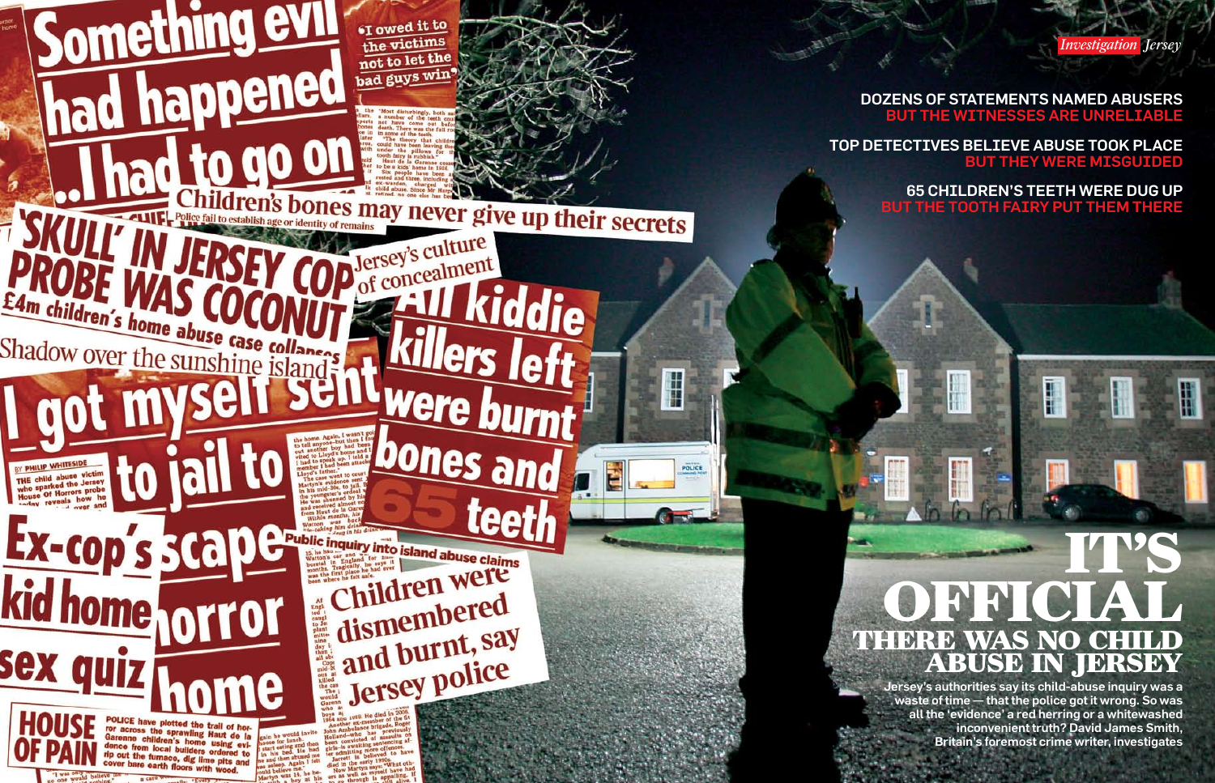*Investigation* Jersey

**DOZENS OF STATEMENTS NAMED ABUSERS**
**BUT THE WITNESSES ARE UNRELIABLE**

**TOP DETECTIVES BELIEVE ABUSE TOOK PLACE**
**BUT THEY WERE MISGUIDED**

**65 CHILDREN'S TEETH WERE DUG UP**
**BUT THE TOOTH FAIRY PUT THEM THERE**

# IT'S OFFICIAL
## THERE WAS NO CHILD ABUSE IN JERSEY

**Jersey's authorities say its child-abuse inquiry was a waste of time — that the police got it wrong. So was all the 'evidence' a red herring or a whitewashed inconvenient truth? David James Smith, Britain's foremost crime writer, investigates**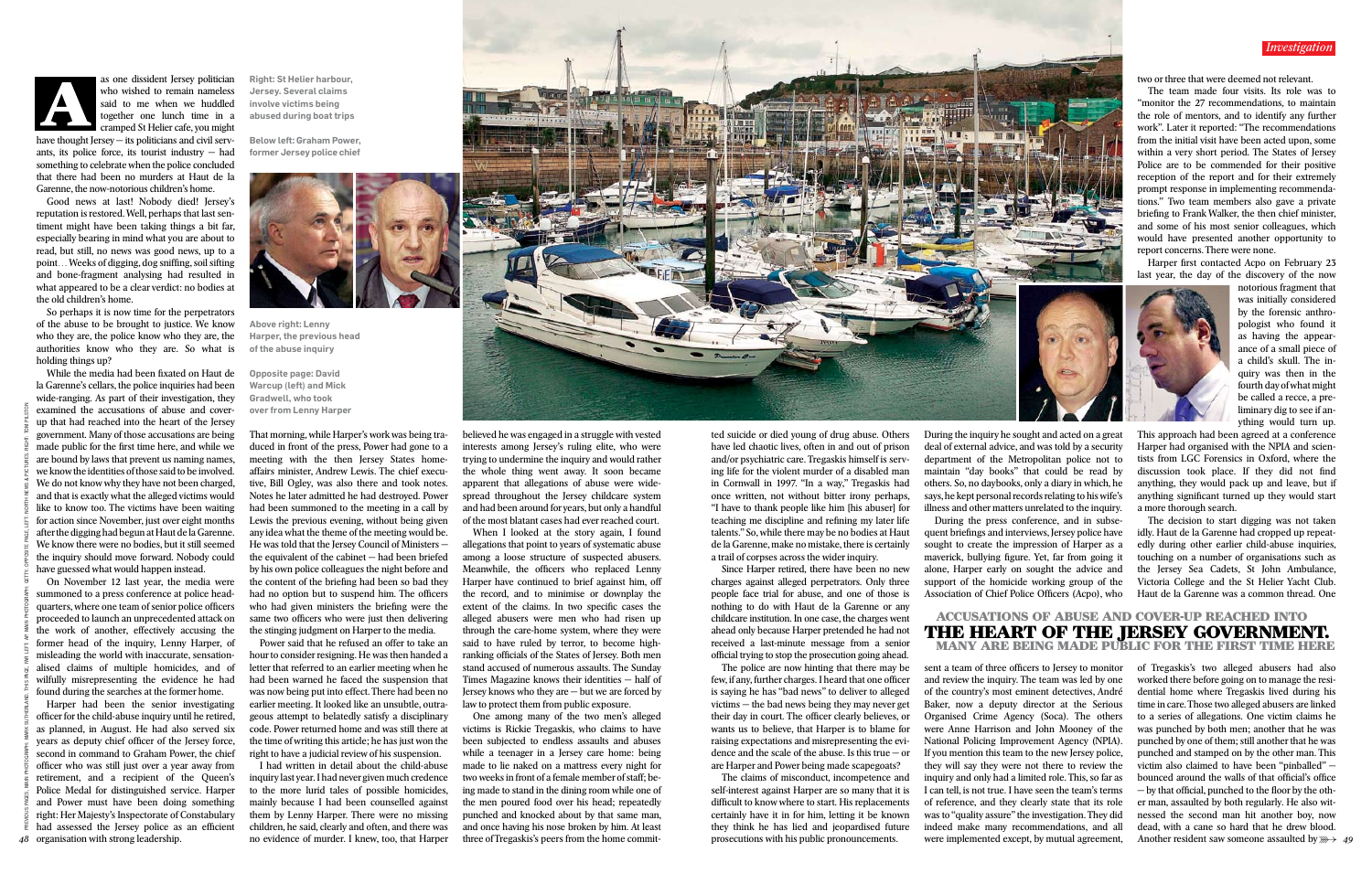As one dissident Jersey politician who wished to remain nameless said to me when we huddled together one lunch time in a cramped St Helier cafe, you might have thought Jersey — its politicians and civil servants, its police force, its tourist industry — had something to celebrate when the police concluded that there had been no murders at Haut de la Garenne, the now-notorious children's home.

Good news at last! Nobody died! Jersey's reputation is restored. Well, perhaps that last sentiment might have been taking things a bit far, especially bearing in mind what you are about to read, but still, no news was good news, up to a point… Weeks of digging, dog sniffing, soil sifting and bone-fragment analysing had resulted in what appeared to be a clear verdict: no bodies at the old children's home.

So perhaps it is now time for the perpetrators of the abuse to be brought to justice. We know who they are, the police know who they are, the authorities know who they are. So what is holding things up?

While the media had been fixated on Haut de la Garenne's cellars, the police inquiries had been wide-ranging. As part of their investigation, they examined the accusations of abuse and cover-up that had reached into the heart of the Jersey government. Many of those accusations are being made public for the first time here, and while we are bound by laws that prevent us naming names, we know the identities of those said to be involved. We do not know why they have not been charged, and that is exactly what the alleged victims would like to know too. The victims have been waiting for action since November, just over eight months after the digging had begun at Haut de la Garenne. We know there were no bodies, but it still seemed the inquiry should move forward. Nobody could have guessed what would happen instead.

On November 12 last year, the media were summoned to a press conference at police headquarters, where one team of senior police officers proceeded to launch an unprecedented attack on the work of another, effectively accusing the former head of the inquiry, Lenny Harper, of misleading the world with inaccurate, sensationalised claims of multiple homicides, and of wilfully misrepresenting the evidence he had found during the searches at the former home.

Harper had been the senior investigating officer for the child-abuse inquiry until he retired, as planned, in August. He had also served six years as deputy chief officer of the Jersey force, second in command to Graham Power, the chief officer who was still just over a year away from retirement, and a recipient of the Queen's Police Medal for distinguished service. Harper and Power must have been doing something right: Her Majesty's Inspectorate of Constabulary had assessed the Jersey police as an efficient organisation with strong leadership.

Right: St Helier harbour, Jersey. Several claims involve victims being abused during boat trips

Below left: Graham Power, former Jersey police chief

Above right: Lenny Harper, the previous head of the abuse inquiry

Opposite page: David Warcup (left) and Mick Gradwell, who took over from Lenny Harper

That morning, while Harper's work was being traduced in front of the press, Power had gone to a meeting with the then Jersey States home-affairs minister, Andrew Lewis. The chief executive, Bill Ogley, was also there and took notes. Notes he later admitted he had destroyed. Power had been summoned to the meeting in a call by Lewis the previous evening, without being given any idea what the theme of the meeting would be. He was told that the Jersey Council of Ministers — the equivalent of the cabinet — had been briefed by his own police colleagues the night before and the content of the briefing had been so bad they had no option but to suspend him. The officers who had given ministers the briefing were the same two officers who were just then delivering the stinging judgment on Harper to the media.

Power said that he refused an offer to take an hour to consider resigning. He was then handed a letter that referred to an earlier meeting when he had been warned he faced the suspension that was now being put into effect. There had been no earlier meeting. It looked like an unsubtle, outrageous attempt to belatedly satisfy a disciplinary code. Power returned home and was still there at the time of writing this article; he has just won the right to have a judicial review of his suspension.

I had written in detail about the child-abuse inquiry last year. I had never given much credence to the more lurid tales of possible homicides, mainly because I had been counselled against them by Lenny Harper. There were no missing children, he said, clearly and often, and there was no evidence of murder. I knew, too, that Harper believed he was engaged in a struggle with vested interests among Jersey's ruling elite, who were trying to undermine the inquiry and would rather the whole thing went away. It soon became apparent that allegations of abuse were widespread throughout the Jersey childcare system and had been around for years, but only a handful of the most blatant cases had ever reached court.

When I looked at the story again, I found allegations that point to years of systematic abuse among a loose structure of suspected abusers. Meanwhile, the officers who replaced Lenny Harper have continued to brief against him, off the record, and to minimise or downplay the extent of the claims. In two specific cases the alleged abusers were men who had risen up through the care-home system, where they were said to have ruled by terror, to become high-ranking officials of the States of Jersey. Both men stand accused of numerous assaults. The Sunday Times Magazine knows their identities — half of Jersey knows who they are — but we are forced by law to protect them from public exposure.

One among many of the two men's alleged victims is Rickie Tregaskis, who claims to have been subjected to endless assaults and abuses while a teenager in a Jersey care home: being made to lie naked on a mattress every night for two weeks in front of a female member of staff; being made to stand in the dining room while one of the men poured food over his head; repeatedly punched and knocked about by that same man, and once having his nose broken by him. At least three of Tregaskis's peers from the home committed suicide or died young of drug abuse. Others have led chaotic lives, often in and out of prison and/or psychiatric care. Tregaskis himself is serving life for the violent murder of a disabled man in Cornwall in 1997. "In a way," Tregaskis had once written, not without bitter irony perhaps, "I have to thank people like him [his abuser] for teaching me discipline and refining my later life talents." So, while there may be no bodies at Haut de la Garenne, make no mistake, there is certainly a trail of corpses across the wider inquiry.

Since Harper retired, there have been no new charges against alleged perpetrators. Only three people face trial for abuse, and one of those is nothing to do with Haut de la Garenne or any childcare institution. In one case, the charges went ahead only because Harper pretended he had not received a last-minute message from a senior official trying to stop the prosecution going ahead.

The police are now hinting that there may be few, if any, further charges. I heard that one officer is saying he has "bad news" to deliver to alleged victims — the bad news being they may never get their day in court. The officer clearly believes, or wants us to believe, that Harper is to blame for raising expectations and misrepresenting the evidence and the scale of the abuse. Is this true — or are Harper and Power being made scapegoats?

The claims of misconduct, incompetence and self-interest against Harper are so many that it is difficult to know where to start. His replacements certainly have it in for him, letting it be known they think he has lied and jeopardised future prosecutions with his public pronouncements.

During the inquiry he sought and acted on a great deal of external advice, and was told by a security department of the Metropolitan police not to maintain "day books" that could be read by others. So, no daybooks, only a diary in which, he says, he kept personal records relating to his wife's illness and other matters unrelated to the inquiry.

During the press conference, and in subsequent briefings and interviews, Jersey police have sought to create the impression of Harper as a maverick, bullying figure. Yet, far from going it alone, Harper early on sought the advice and support of the homicide working group of the Association of Chief Police Officers (Acpo), who sent a team of three officers to Jersey to monitor and review the inquiry. The team was led by one of the country's most eminent detectives, André Baker, now a deputy director at the Serious Organised Crime Agency (Soca). The others were Anne Harrison and John Mooney of the National Policing Improvement Agency (NPIA). If you mention this team to the new Jersey police, they will say they were not there to review the inquiry and only had a limited role. This, so far as I can tell, is not true. I have seen the team's terms of reference, and they clearly state that its role was to "quality assure" the investigation. They did indeed make many recommendations, and all were implemented except, by mutual agreement, two or three that were deemed not relevant.

## ACCUSATIONS OF ABUSE AND COVER-UP REACHED INTO THE HEART OF THE JERSEY GOVERNMENT. MANY ARE BEING MADE PUBLIC FOR THE FIRST TIME HERE

The team made four visits. Its role was to "monitor the 27 recommendations, to maintain the role of mentors, and to identify any further work". Later it reported: "The recommendations from the initial visit have been acted upon, some within a very short period. The States of Jersey Police are to be commended for their positive reception of the report and for their extremely prompt response in implementing recommendations." Two team members also gave a private briefing to Frank Walker, the then chief minister, and some of his most senior colleagues, which would have presented another opportunity to report concerns. There were none.

Harper first contacted Acpo on February 23 last year, the day of the discovery of the now notorious fragment that was initially considered by the forensic anthropologist who found it as having the appearance of a small piece of a child's skull. The inquiry was then in the fourth day of what might be called a recce, a preliminary dig to see if anything would turn up. This approach had been agreed at a conference Harper had organised with the NPIA and scientists from LGC Forensics in Oxford, where the discussion took place. If they did not find anything, they would pack up and leave, but if anything significant turned up they would start a more thorough search.

The decision to start digging was not taken idly. Haut de la Garenne had cropped up repeatedly during other earlier child-abuse inquiries, touching on a number of organisations such as the Jersey Sea Cadets, St John Ambulance, Victoria College and the St Helier Yacht Club. Haut de la Garenne was a common thread. One of Tregaskis's two alleged abusers had also worked there before going on to manage the residential home where Tregaskis lived during his time in care. Those two alleged abusers are linked to a series of allegations. One victim claims he was punched by both men; another that he was punched by one of them; still another that he was punched and stamped on by the other man. This victim also claimed to have been "pinballed" — bounced around the walls of that official's office — by that official, punched to the floor by the other man, assaulted by both regularly. He also witnessed the second man hit another boy, now dead, with a cane so hard that he drew blood. Another resident saw someone assaulted by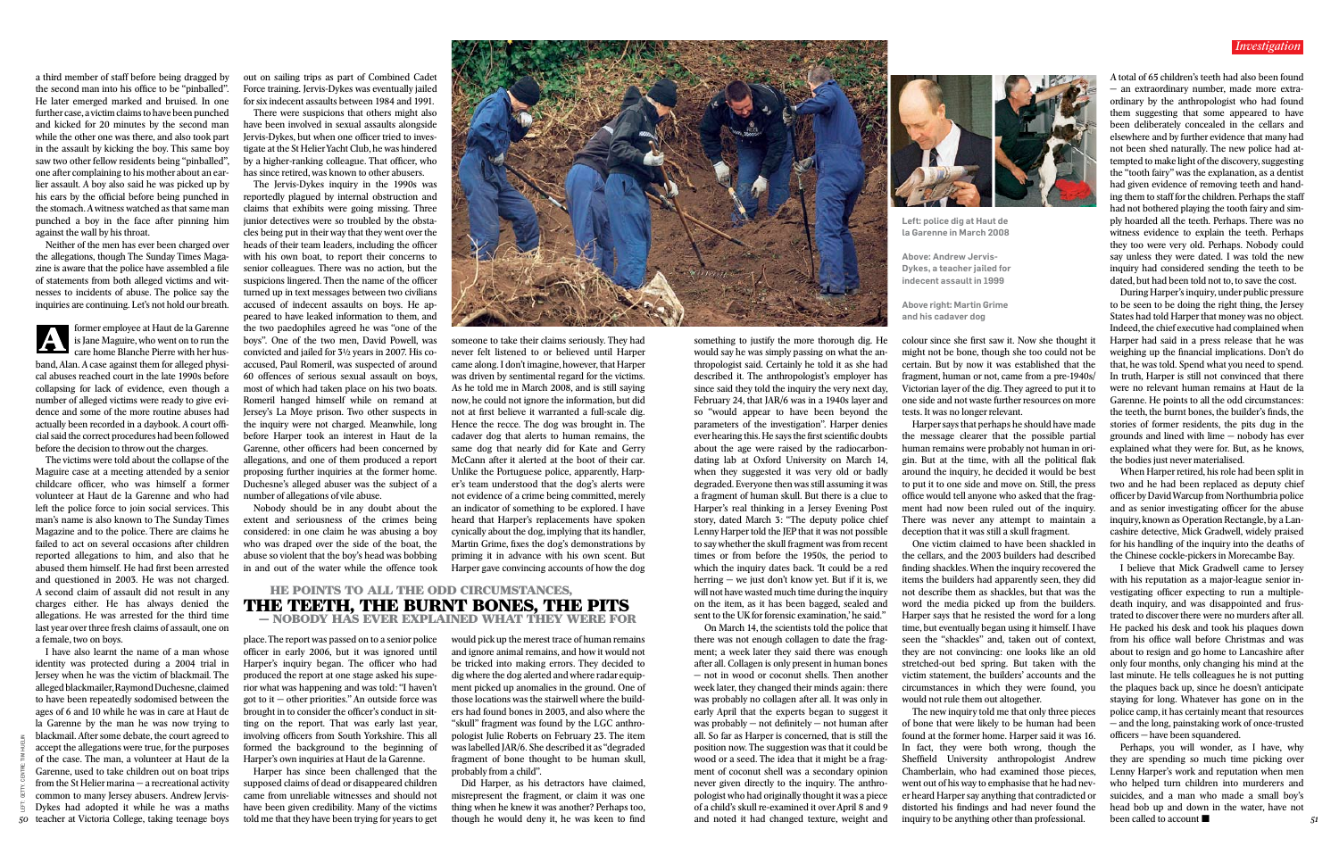a third member of staff before being dragged by the second man into his office to be "pinballed". He later emerged marked and bruised. In one further case, a victim claims to have been punched and kicked for 20 minutes by the second man while the other one was there, and also took part in the assault by kicking the boy. This same boy saw two other fellow residents being "pinballed", one after complaining to his mother about an earlier assault. A boy also said he was picked up by his ears by the official before being punched in the stomach. A witness watched as that same man punched a boy in the face after pinning him against the wall by his throat.

Neither of the men has ever been charged over the allegations, though The Sunday Times Magazine is aware that the police have assembled a file of statements from both alleged victims and witnesses to incidents of abuse. The police say the inquiries are continuing. Let's not hold our breath.

A former employee at Haut de la Garenne is Jane Maguire, who went on to run the care home Blanche Pierre with her husband, Alan. A case against them for alleged physical abuses reached court in the late 1990s before collapsing for lack of evidence, even though a number of alleged victims were ready to give evidence and some of the more routine abuses had actually been recorded in a daybook. A court official said the correct procedures had been followed before the decision to throw out the charges.

The victims were told about the collapse of the Maguire case at a meeting attended by a senior childcare officer, who was himself a former volunteer at Haut de la Garenne and who had left the police force to join social services. This man's name is also known to The Sunday Times Magazine and to the police. There are claims he failed to act on several occasions after children reported allegations to him, and also that he abused them himself. He had first been arrested and questioned in 2003. He was not charged. A second claim of assault did not result in any charges either. He has always denied the allegations. He was arrested for the third time last year over three fresh claims of assault, one on a female, two on boys.

I have also learnt the name of a man whose identity was protected during a 2004 trial in Jersey when he was the victim of blackmail. The alleged blackmailer, Raymond Duchesne, claimed to have been repeatedly sodomised between the ages of 6 and 10 while he was in care at Haut de la Garenne by the man he was now trying to blackmail. After some debate, the court agreed to accept the allegations were true, for the purposes of the case. The man, a volunteer at Haut de la Garenne, used to take children out on boat trips from the St Helier marina — a recreational activity common to many Jersey abusers. Andrew Jervis-Dykes had adopted it while he was a maths teacher at Victoria College, taking teenage boys out on sailing trips as part of Combined Cadet Force training. Jervis-Dykes was eventually jailed for six indecent assaults between 1984 and 1991.

There were suspicions that others might also have been involved in sexual assaults alongside Jervis-Dykes, but when one officer tried to investigate at the St Helier Yacht Club, he was hindered by a higher-ranking colleague. That officer, who has since retired, was known to other abusers.

The Jervis-Dykes inquiry in the 1990s was reportedly plagued by internal obstruction and claims that exhibits were going missing. Three junior detectives were so troubled by the obstacles being put in their way that they went over the heads of their team leaders, including the officer with his own boat, to report their concerns to senior colleagues. There was no action, but the suspicions lingered. Then the name of the officer turned up in text messages between two civilians accused of indecent assaults on boys. He appeared to have leaked information to them, and the two paedophiles agreed he was "one of the boys". One of the two men, David Powell, was convicted and jailed for 3½ years in 2007. His co-accused, Paul Romeril, was suspected of around 60 offences of serious sexual assault on boys, most of which had taken place on his two boats. Romeril hanged himself while on remand at Jersey's La Moye prison. Two other suspects in the inquiry were not charged. Meanwhile, long before Harper took an interest in Haut de la Garenne, other officers had been concerned by allegations, and one of them produced a report proposing further inquiries at the former home. Duchesne's alleged abuser was the subject of a number of allegations of vile abuse.

Nobody should be in any doubt about the extent and seriousness of the crimes being considered: in one claim he was abusing a boy who was draped over the side of the boat, the abuse so violent that the boy's head was bobbing in and out of the water while the offence took place. The report was passed on to a senior police officer in early 2006, but it was ignored until Harper's inquiry began. The officer who had produced the report at one stage asked his superior what was happening and was told: "I haven't got to it — other priorities." An outside force was brought in to consider the officer's conduct in sitting on the report. That was early last year, involving officers from South Yorkshire. This all formed the background to the beginning of Harper's own inquiries at Haut de la Garenne.

Harper has since been challenged that the supposed claims of dead or disappeared children came from unreliable witnesses and should not have been given credibility. Many of the victims told me that they have been trying for years to get someone to take their claims seriously. They had never felt listened to or believed until Harper came along. I don't imagine, however, that Harper was driven by sentimental regard for the victims. As he told me in March 2008, and is still saying now, he could not ignore the information, but did not at first believe it warranted a full-scale dig. Hence the recce. The dog was brought in. The cadaver dog that alerts to human remains, the same dog that nearly did for Kate and Gerry McCann after it alerted at the boot of their car. Unlike the Portuguese police, apparently, Harper's team understood that the dog's alerts were not evidence of a crime being committed, merely an indicator of something to be explored. I have heard that Harper's replacements have spoken cynically about the dog, implying that its handler, Martin Grime, fixes the dog's demonstrations by priming it in advance with his own scent. But Harper gave convincing accounts of how the dog would pick up the merest trace of human remains and ignore animal remains, and how it would not be tricked into making errors. They decided to dig where the dog alerted and where radar equipment picked up anomalies in the ground. One of those locations was the stairwell where the builders had found bones in 2003, and also where the "skull" fragment was found by the LGC anthropologist Julie Roberts on February 23. The item was labelled JAR/6. She described it as "degraded fragment of bone thought to be human skull, probably from a child".

Did Harper, as his detractors have claimed, misrepresent the fragment, or claim it was one thing when he knew it was another? Perhaps too, though he would deny it, he was keen to find something to justify the more thorough dig. He would say he was simply passing on what the anthropologist said. Certainly he told it as she had described it. The anthropologist's employer has since said they told the inquiry the very next day, February 24, that JAR/6 was in a 1940s layer and so "would appear to have been beyond the parameters of the investigation". Harper denies ever hearing this. He says the first scientific doubts about the age were raised by the radiocarbon-dating lab at Oxford University on March 14, when they suggested it was very old or badly degraded. Everyone then was still assuming it was a fragment of human skull. But there is a clue to Harper's real thinking in a Jersey Evening Post story, dated March 3: "The deputy police chief Lenny Harper told the JEP that it was not possible to say whether the skull fragment was from recent times or from before the 1950s, the period to which the inquiry dates back. 'It could be a red herring — we just don't know yet. But if it is, we will not have wasted much time during the inquiry on the item, as it has been bagged, sealed and sent to the UK for forensic examination,' he said."

On March 14, the scientists told the police that there was not enough collagen to date the fragment; a week later they said there was enough after all. Collagen is only present in human bones — not in wood or coconut shells. Then another week later, they changed their minds again: there was probably no collagen after all. It was only in early April that the experts began to suggest it was probably — not definitely — not human after all. So far as Harper is concerned, that is still the position now. The suggestion was that it could be wood or a seed. The idea that it might be a fragment of coconut shell was a secondary opinion never given directly to the inquiry. The anthropologist who had originally thought it was a piece of a child's skull re-examined it over April 8 and 9 and noted it had changed texture, weight and colour since she first saw it. Now she thought it might not be bone, though she too could not be certain. But by now it was established that the fragment, human or not, came from a pre-1940s/Victorian layer of the dig. They agreed to put it to one side and not waste further resources on more tests. It was no longer relevant.

Harper says that perhaps he should have made the message clearer that the possible partial human remains were probably not human in origin. But at the time, with all the political flak around the inquiry, he decided it would be best to put it to one side and move on. Still, the press office would tell anyone who asked that the fragment had now been ruled out of the inquiry. There was never any attempt to maintain a deception that it was still a skull fragment.

One victim claimed to have been shackled in the cellars, and the 2003 builders had described finding shackles. When the inquiry recovered the items the builders had apparently seen, they did not describe them as shackles, but that was the word the media picked up from the builders. Harper says that he resisted the word for a long time, but eventually began using it himself. I have seen the "shackles" and, taken out of context, they are not convincing: one looks like an old stretched-out bed spring. But taken with the victim statement, the builders' accounts and the circumstances in which they were found, you would not rule them out altogether.

The new inquiry told me that only three pieces of bone that were likely to be human had been found at the former home. Harper said it was 16. In fact, they were both wrong, though the Sheffield University anthropologist Andrew Chamberlain, who had examined those pieces, went out of his way to emphasise that he had never heard Harper say anything that contradicted or distorted his findings and had never found the inquiry to be anything other than professional.

A total of 65 children's teeth had also been found — an extraordinary number, made more extraordinary by the anthropologist who had found them suggesting that some appeared to have been deliberately concealed in the cellars and elsewhere and by further evidence that many had not been shed naturally. The new police had attempted to make light of the discovery, suggesting the "tooth fairy" was the explanation, as a dentist had given evidence of removing teeth and handing them to staff for the children. Perhaps the staff had not bothered playing the tooth fairy and simply hoarded all the teeth. Perhaps. There was no witness evidence to explain the teeth. Perhaps they too were very old. Perhaps. Nobody could say unless they were dated. I was told the new inquiry had considered sending the teeth to be dated, but had been told not to, to save the cost.

During Harper's inquiry, under public pressure to be seen to be doing the right thing, the Jersey States had told Harper that money was no object. Indeed, the chief executive had complained when Harper had said in a press release that he was weighing up the financial implications. Don't do that, he was told. Spend what you need to spend. In truth, Harper is still not convinced that there were no relevant human remains at Haut de la Garenne. He points to all the odd circumstances: the teeth, the burnt bones, the builder's finds, the stories of former residents, the pits dug in the grounds and lined with lime — nobody has ever explained what they were for. But, as he knows, the bodies just never materialised.

When Harper retired, his role had been split in two and he had been replaced as deputy chief officer by David Warcup from Northumbria police and as senior investigating officer for the abuse inquiry, known as Operation Rectangle, by a Lancashire detective, Mick Gradwell, widely praised for his handling of the inquiry into the deaths of the Chinese cockle-pickers in Morecambe Bay.

I believe that Mick Gradwell came to Jersey with his reputation as a major-league senior investigating officer expecting to run a multiple-death inquiry, and was disappointed and frustrated to discover there were no murders after all. He packed his desk and took his plaques down from his office wall before Christmas and was about to resign and go home to Lancashire after only four months, only changing his mind at the last minute. He tells colleagues he is not putting the plaques back up, since he doesn't anticipate staying for long. Whatever has gone on in the police camp, it has certainly meant that resources — and the long, painstaking work of once-trusted officers — have been squandered.

Perhaps, you will wonder, as I have, why they are spending so much time picking over Lenny Harper's work and reputation when men who helped turn children into murderers and suicides, and a man who made a small boy's head bob up and down in the water, have not been called to account ■

## HE POINTS TO ALL THE ODD CIRCUMSTANCES, THE TEETH, THE BURNT BONES, THE PITS — NOBODY HAS EVER EXPLAINED WHAT THEY WERE FOR

Left: police dig at Haut de la Garenne in March 2008

Above: Andrew Jervis-Dykes, a teacher jailed for indecent assault in 1999

Above right: Martin Grime and his cadaver dog